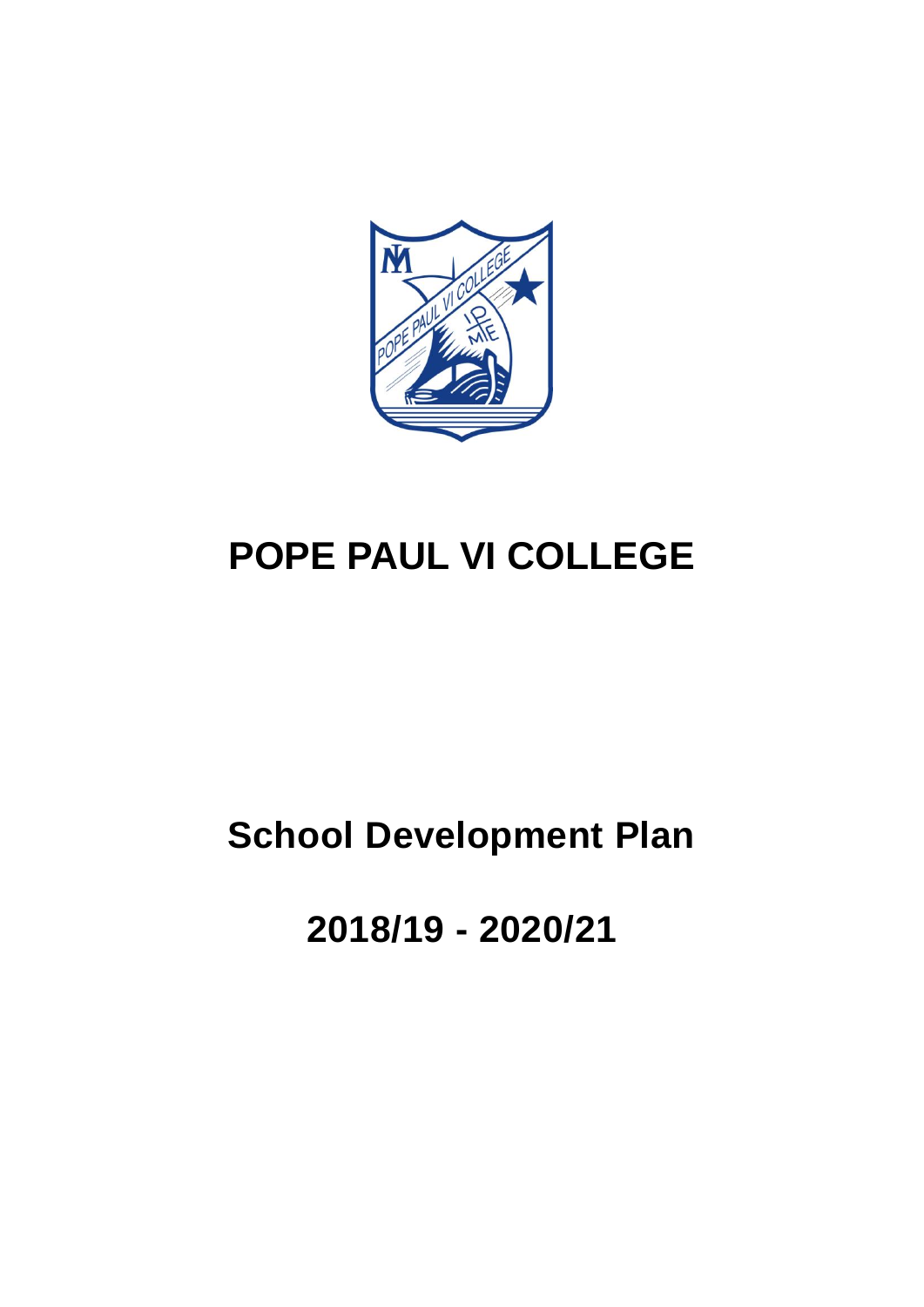# POPE PAUL VI COLLEGE

## School Development Plan

## 2018/19 - 2020/21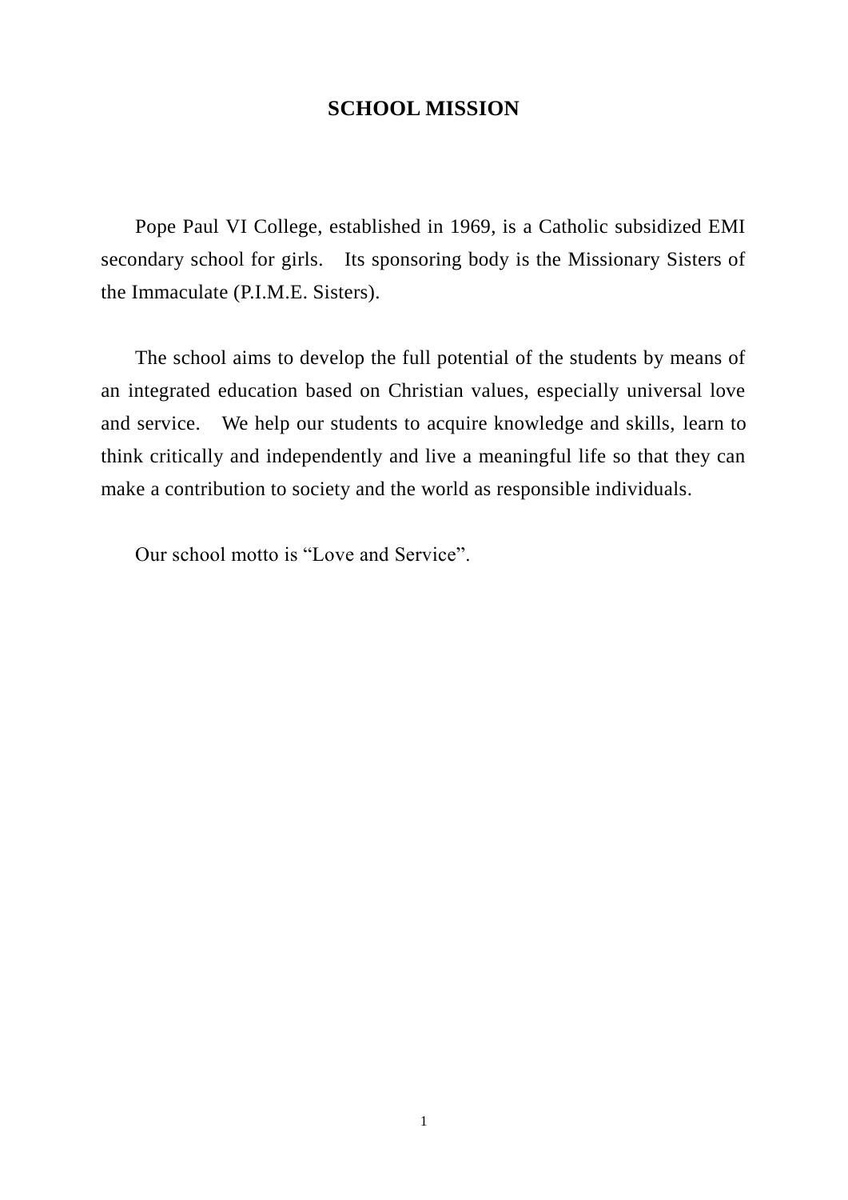# SCHOOL MISSION

Pope Paul VI College, established in 1969, is a Catholic subsidized EMI secondary school for girls. Its sponsoring body is the Missionary Sisters of the Immaculate (P.I.M.E. Sisters).

The school aims to develop the full potential of the students by means of an integrated education based on Christian values, especially universal love and service. We help our students to acquire knowledge and skills, learn to think critically and independently and live a meaningful life so that they can make a contribution to society and the world as responsible individuals.

Our school motto is "Love and Service".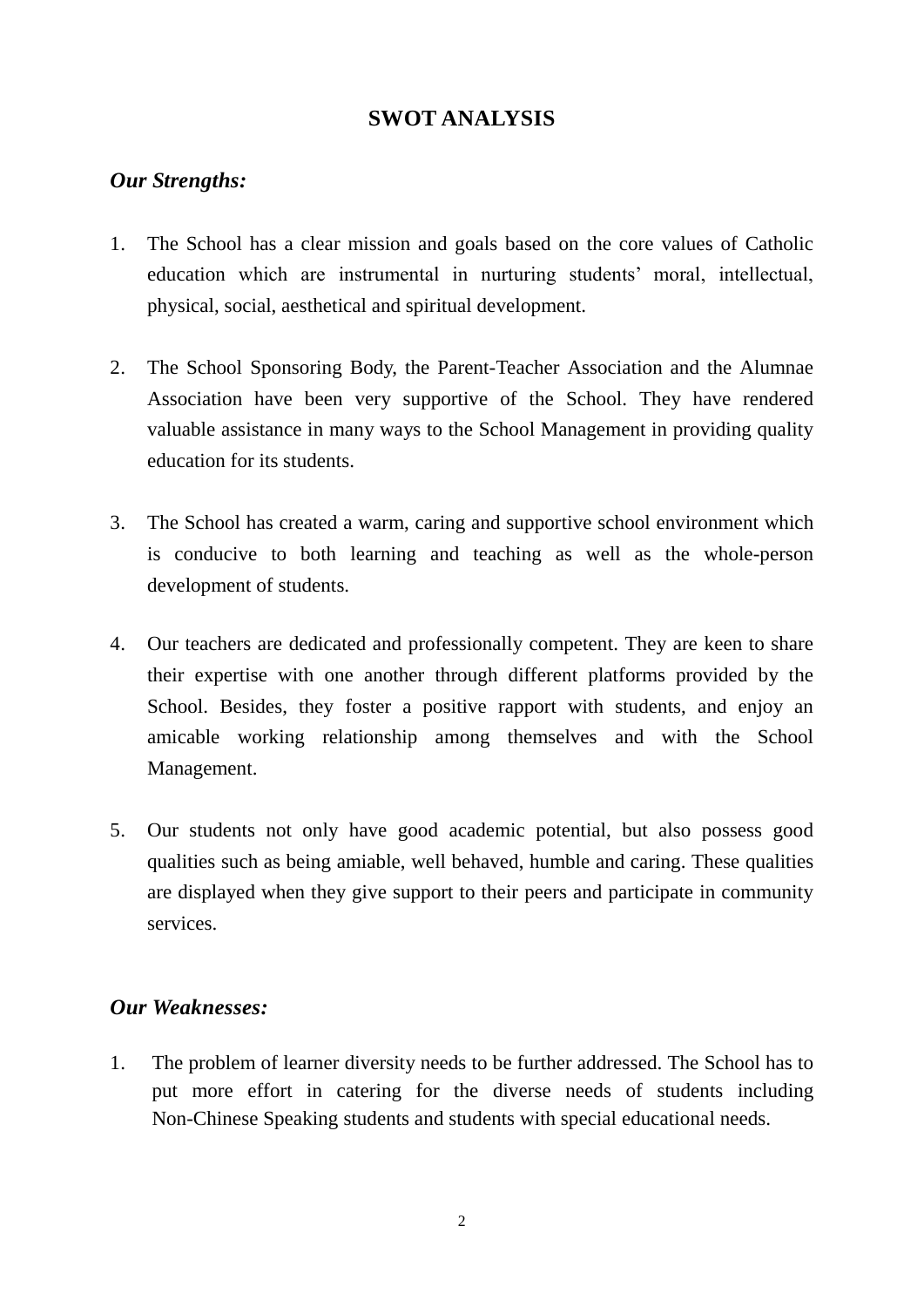# SWOT ANALYSIS

### *Our Strengths:*

1. The School has a clear mission and goals based on the core values of Catholic education which are instrumental in nurturing students' moral, intellectual, physical, social, aesthetical and spiritual development.

2. The School Sponsoring Body, the Parent-Teacher Association and the Alumnae Association have been very supportive of the School. They have rendered valuable assistance in many ways to the School Management in providing quality education for its students.

3. The School has created a warm, caring and supportive school environment which is conducive to both learning and teaching as well as the whole-person development of students.

4. Our teachers are dedicated and professionally competent. They are keen to share their expertise with one another through different platforms provided by the School. Besides, they foster a positive rapport with students, and enjoy an amicable working relationship among themselves and with the School Management.

5. Our students not only have good academic potential, but also possess good qualities such as being amiable, well behaved, humble and caring. These qualities are displayed when they give support to their peers and participate in community services.

### *Our Weaknesses:*

1. The problem of learner diversity needs to be further addressed. The School has to put more effort in catering for the diverse needs of students including Non-Chinese Speaking students and students with special educational needs.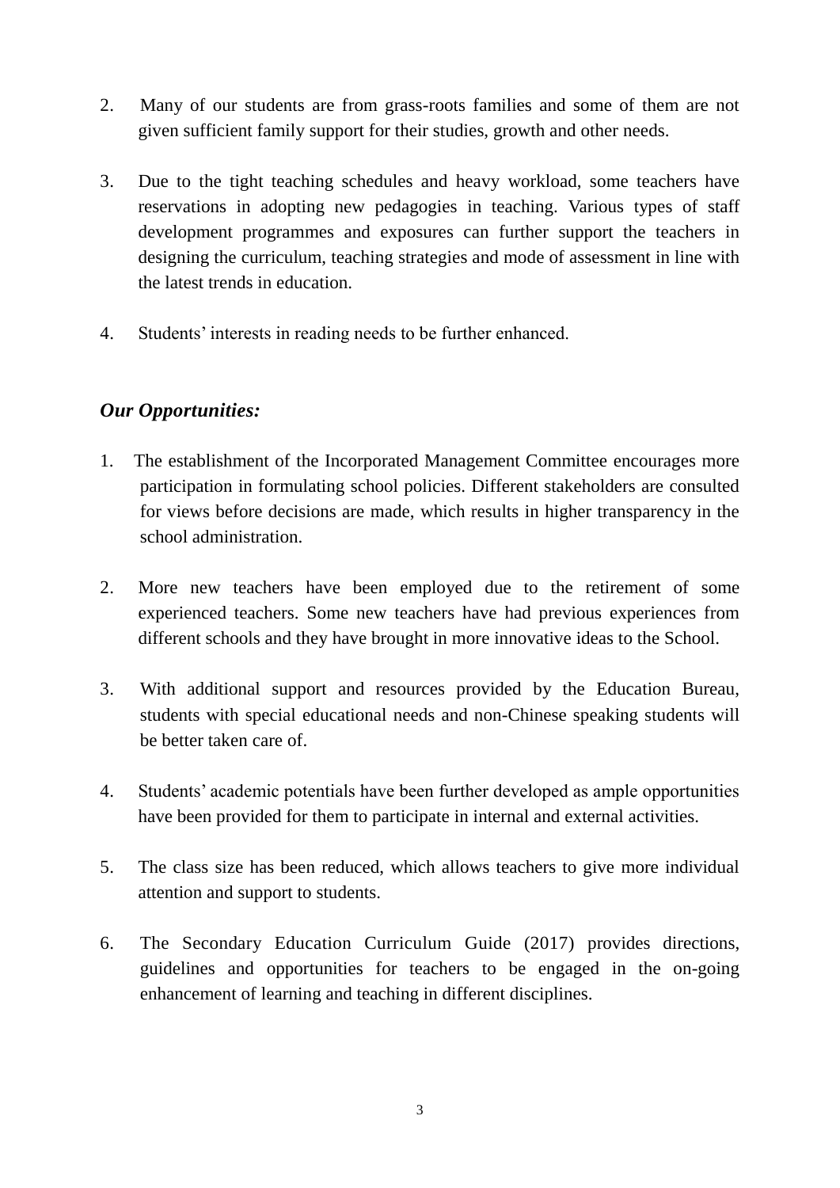2. Many of our students are from grass-roots families and some of them are not given sufficient family support for their studies, growth and other needs.

3. Due to the tight teaching schedules and heavy workload, some teachers have reservations in adopting new pedagogies in teaching. Various types of staff development programmes and exposures can further support the teachers in designing the curriculum, teaching strategies and mode of assessment in line with the latest trends in education.

4. Students' interests in reading needs to be further enhanced.

### *Our Opportunities:*

1. The establishment of the Incorporated Management Committee encourages more participation in formulating school policies. Different stakeholders are consulted for views before decisions are made, which results in higher transparency in the school administration.

2. More new teachers have been employed due to the retirement of some experienced teachers. Some new teachers have had previous experiences from different schools and they have brought in more innovative ideas to the School.

3. With additional support and resources provided by the Education Bureau, students with special educational needs and non-Chinese speaking students will be better taken care of.

4. Students' academic potentials have been further developed as ample opportunities have been provided for them to participate in internal and external activities.

5. The class size has been reduced, which allows teachers to give more individual attention and support to students.

6. The Secondary Education Curriculum Guide (2017) provides directions, guidelines and opportunities for teachers to be engaged in the on-going enhancement of learning and teaching in different disciplines.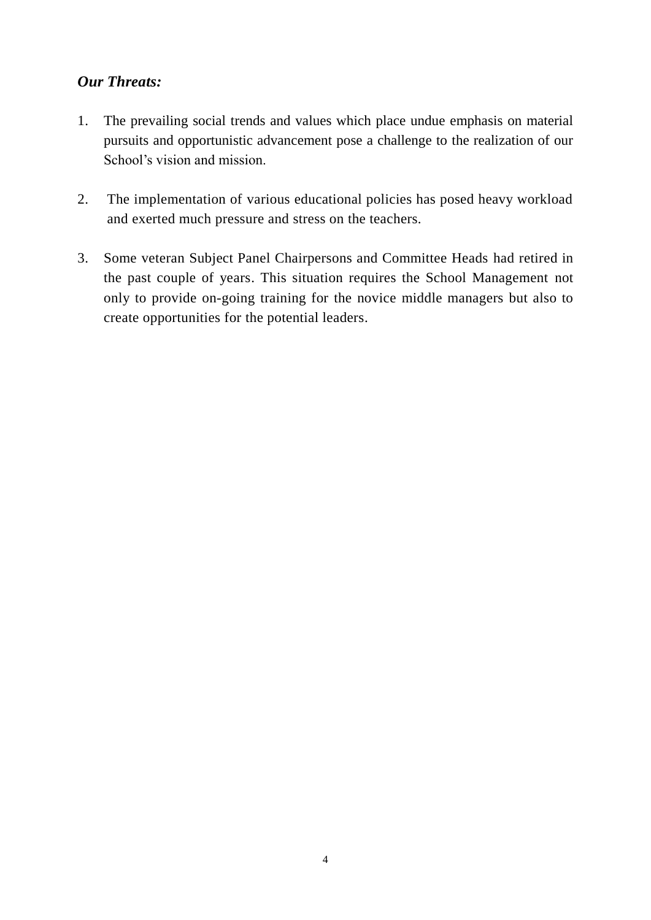***Our Threats:***

1. The prevailing social trends and values which place undue emphasis on material pursuits and opportunistic advancement pose a challenge to the realization of our School's vision and mission.

2. The implementation of various educational policies has posed heavy workload and exerted much pressure and stress on the teachers.

3. Some veteran Subject Panel Chairpersons and Committee Heads had retired in the past couple of years. This situation requires the School Management not only to provide on-going training for the novice middle managers but also to create opportunities for the potential leaders.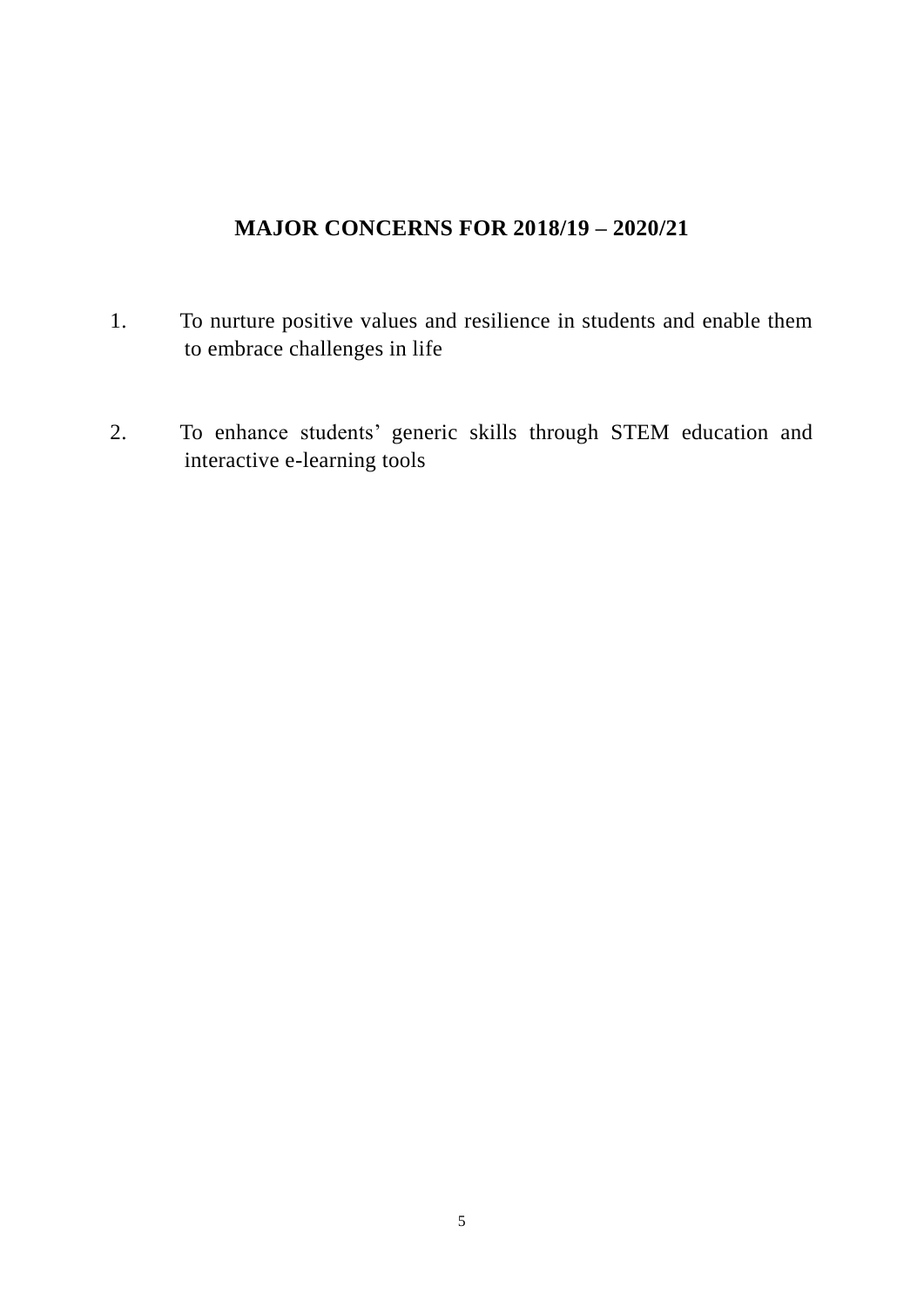# MAJOR CONCERNS FOR 2018/19 – 2020/21

1. To nurture positive values and resilience in students and enable them to embrace challenges in life

2. To enhance students' generic skills through STEM education and interactive e-learning tools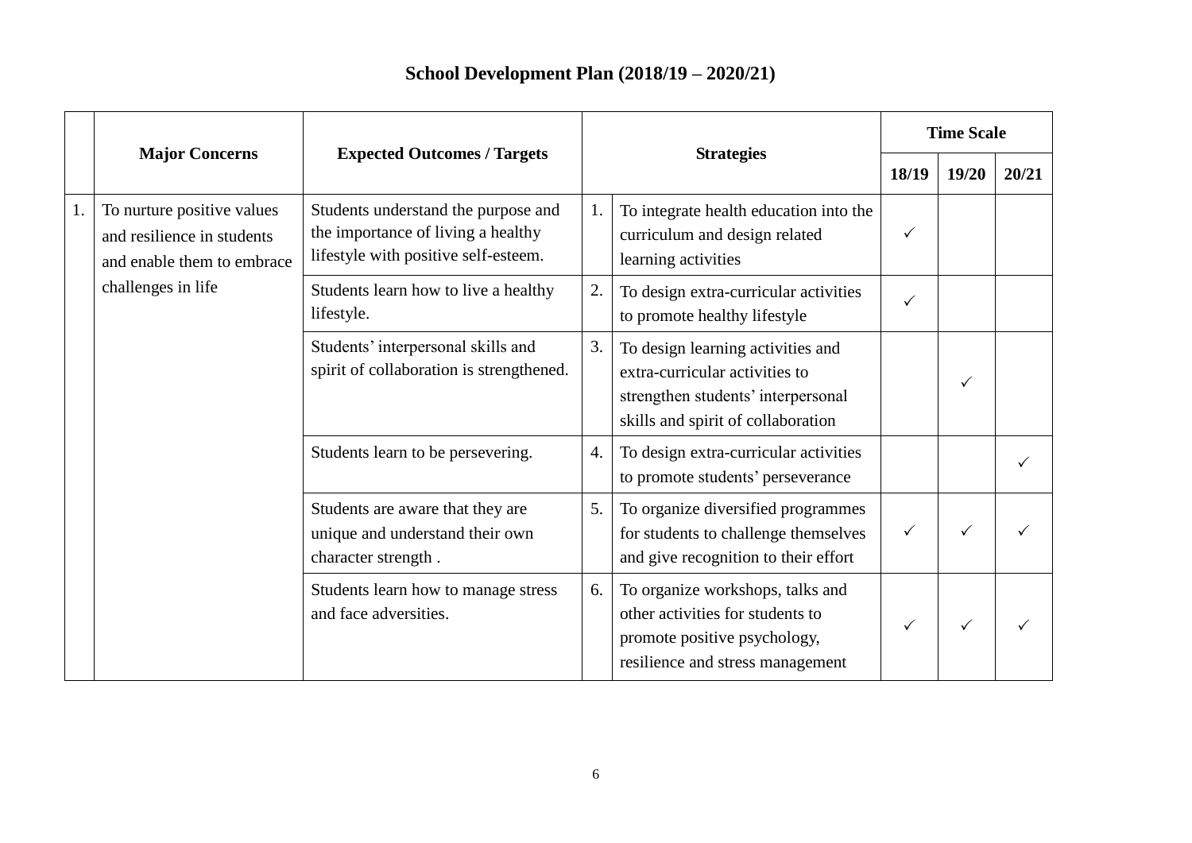# School Development Plan (2018/19 – 2020/21)

| | Major Concerns | Expected Outcomes / Targets | | Strategies | Time Scale | | |
|---|---|---|---|---|---|---|---|
| | | | | | 18/19 | 19/20 | 20/21 |
| 1. | To nurture positive values and resilience in students and enable them to embrace challenges in life | Students understand the purpose and the importance of living a healthy lifestyle with positive self-esteem. | 1. | To integrate health education into the curriculum and design related learning activities | ✓ | | |
| | | Students learn how to live a healthy lifestyle. | 2. | To design extra-curricular activities to promote healthy lifestyle | ✓ | | |
| | | Students' interpersonal skills and spirit of collaboration is strengthened. | 3. | To design learning activities and extra-curricular activities to strengthen students' interpersonal skills and spirit of collaboration | | ✓ | |
| | | Students learn to be persevering. | 4. | To design extra-curricular activities to promote students' perseverance | | | ✓ |
| | | Students are aware that they are unique and understand their own character strength . | 5. | To organize diversified programmes for students to challenge themselves and give recognition to their effort | ✓ | ✓ | ✓ |
| | | Students learn how to manage stress and face adversities. | 6. | To organize workshops, talks and other activities for students to promote positive psychology, resilience and stress management | ✓ | ✓ | ✓ |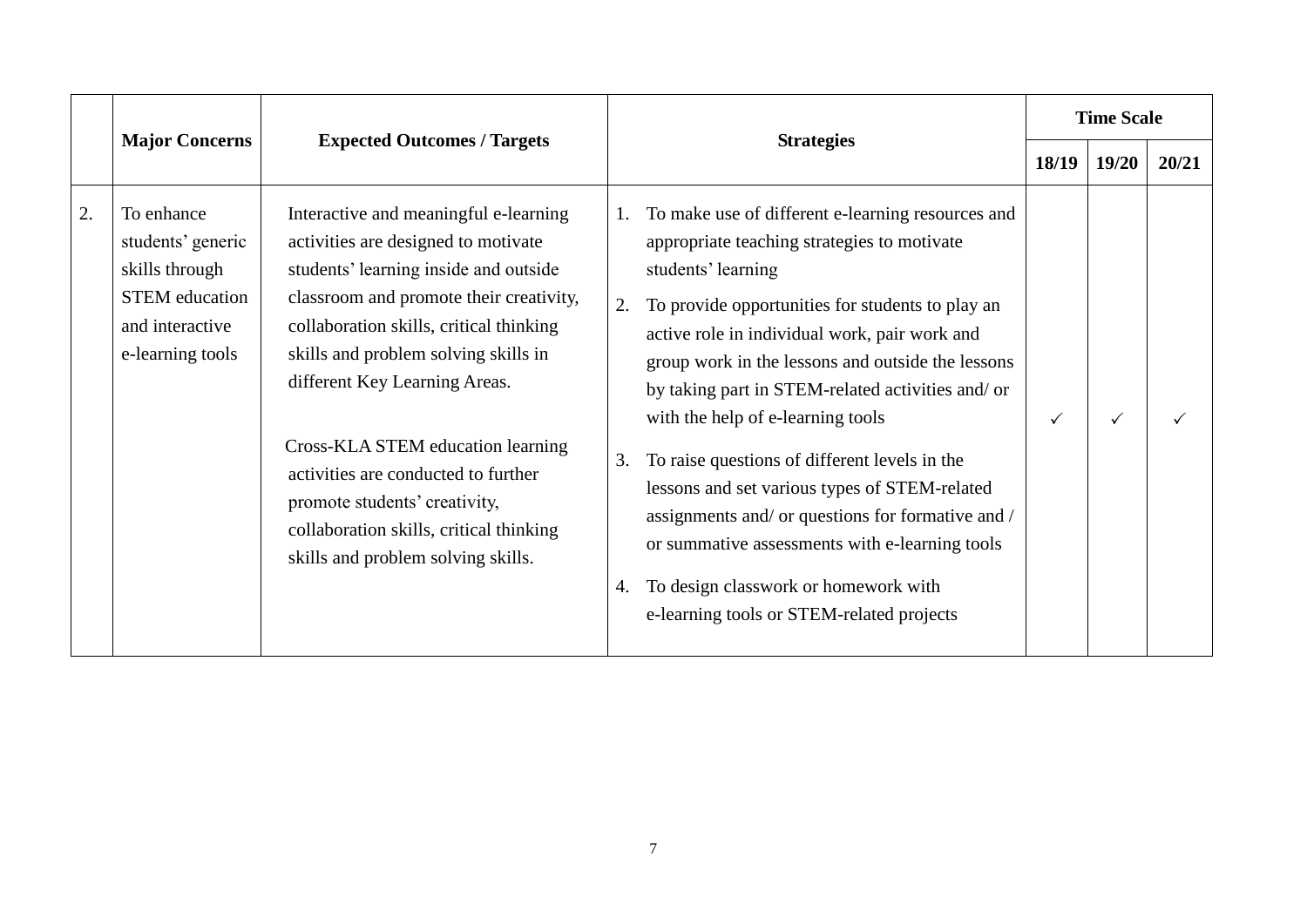| | Major Concerns | Expected Outcomes / Targets | Strategies | Time Scale | | |
|---|---|---|---|---|---|---|
| | | | | 18/19 | 19/20 | 20/21 |
| 2. | To enhance students' generic skills through STEM education and interactive e-learning tools | Interactive and meaningful e-learning activities are designed to motivate students' learning inside and outside classroom and promote their creativity, collaboration skills, critical thinking skills and problem solving skills in different Key Learning Areas.<br><br>Cross-KLA STEM education learning activities are conducted to further promote students' creativity, collaboration skills, critical thinking skills and problem solving skills. | 1. To make use of different e-learning resources and appropriate teaching strategies to motivate students' learning<br>2. To provide opportunities for students to play an active role in individual work, pair work and group work in the lessons and outside the lessons by taking part in STEM-related activities and/ or with the help of e-learning tools<br>3. To raise questions of different levels in the lessons and set various types of STEM-related assignments and/ or questions for formative and / or summative assessments with e-learning tools<br>4. To design classwork or homework with e-learning tools or STEM-related projects | ✓ | ✓ | ✓ |